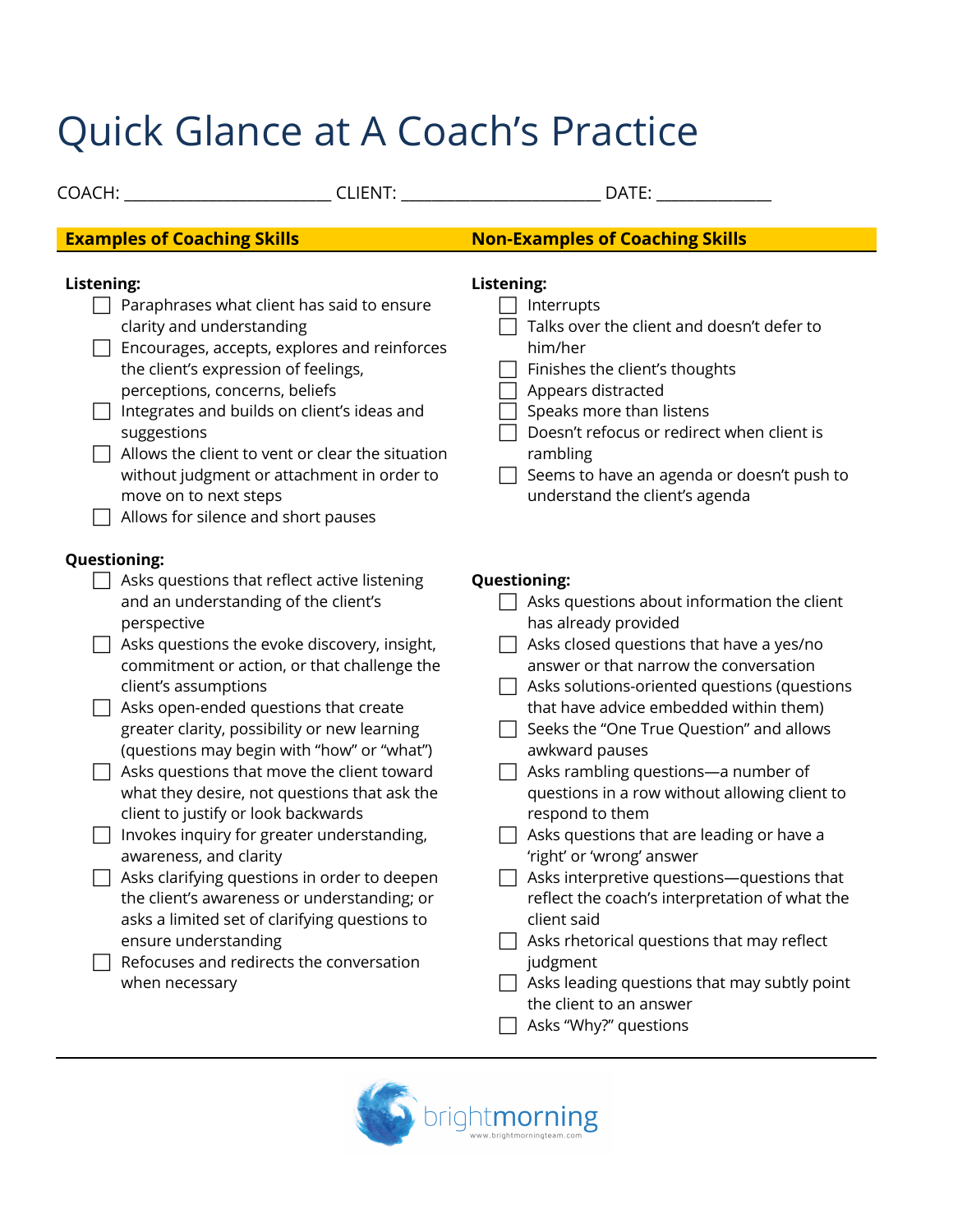# Quick Glance at A Coach's Practice

COACH: ________________________ CLIENT: _______________________ DATE: _____________

## Examples of Coaching Skills

**Listening:**

- ☐ Paraphrases what client has said to ensure clarity and understanding
- ☐ Encourages, accepts, explores and reinforces the client's expression of feelings, perceptions, concerns, beliefs
- ☐ Integrates and builds on client's ideas and suggestions
- ☐ Allows the client to vent or clear the situation without judgment or attachment in order to move on to next steps
- ☐ Allows for silence and short pauses

**Questioning:**

- ☐ Asks questions that reflect active listening and an understanding of the client's perspective
- ☐ Asks questions the evoke discovery, insight, commitment or action, or that challenge the client's assumptions
- ☐ Asks open-ended questions that create greater clarity, possibility or new learning (questions may begin with "how" or "what")
- ☐ Asks questions that move the client toward what they desire, not questions that ask the client to justify or look backwards
- ☐ Invokes inquiry for greater understanding, awareness, and clarity
- ☐ Asks clarifying questions in order to deepen the client's awareness or understanding; or asks a limited set of clarifying questions to ensure understanding
- ☐ Refocuses and redirects the conversation when necessary

## Non-Examples of Coaching Skills

**Listening:**

- ☐ Interrupts
- ☐ Talks over the client and doesn't defer to him/her
- ☐ Finishes the client's thoughts
- ☐ Appears distracted
- ☐ Speaks more than listens
- ☐ Doesn't refocus or redirect when client is rambling
- ☐ Seems to have an agenda or doesn't push to understand the client's agenda

**Questioning:**

- ☐ Asks questions about information the client has already provided
- ☐ Asks closed questions that have a yes/no answer or that narrow the conversation
- ☐ Asks solutions-oriented questions (questions that have advice embedded within them)
- ☐ Seeks the "One True Question" and allows awkward pauses
- ☐ Asks rambling questions—a number of questions in a row without allowing client to respond to them
- ☐ Asks questions that are leading or have a 'right' or 'wrong' answer
- ☐ Asks interpretive questions—questions that reflect the coach's interpretation of what the client said
- ☐ Asks rhetorical questions that may reflect judgment
- ☐ Asks leading questions that may subtly point the client to an answer
- ☐ Asks "Why?" questions

brightmorning
www.brightmorningteam.com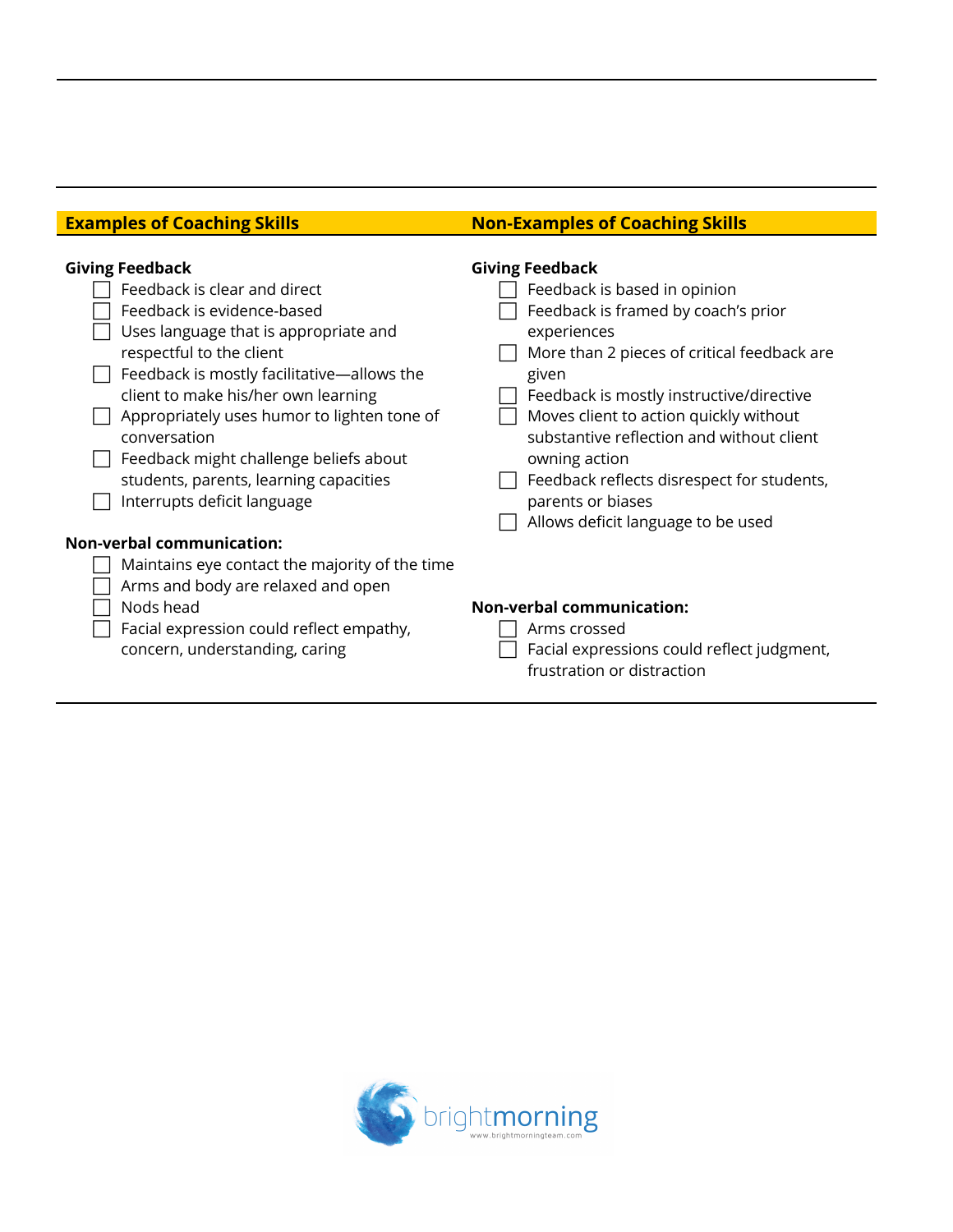## Examples of Coaching Skills

**Giving Feedback**

- [ ] Feedback is clear and direct
- [ ] Feedback is evidence-based
- [ ] Uses language that is appropriate and respectful to the client
- [ ] Feedback is mostly facilitative—allows the client to make his/her own learning
- [ ] Appropriately uses humor to lighten tone of conversation
- [ ] Feedback might challenge beliefs about students, parents, learning capacities
- [ ] Interrupts deficit language

**Non-verbal communication:**

- [ ] Maintains eye contact the majority of the time
- [ ] Arms and body are relaxed and open
- [ ] Nods head
- [ ] Facial expression could reflect empathy, concern, understanding, caring

## Non-Examples of Coaching Skills

**Giving Feedback**

- [ ] Feedback is based in opinion
- [ ] Feedback is framed by coach's prior experiences
- [ ] More than 2 pieces of critical feedback are given
- [ ] Feedback is mostly instructive/directive
- [ ] Moves client to action quickly without substantive reflection and without client owning action
- [ ] Feedback reflects disrespect for students, parents or biases
- [ ] Allows deficit language to be used

**Non-verbal communication:**

- [ ] Arms crossed
- [ ] Facial expressions could reflect judgment, frustration or distraction

brightmorning
www.brightmorningteam.com